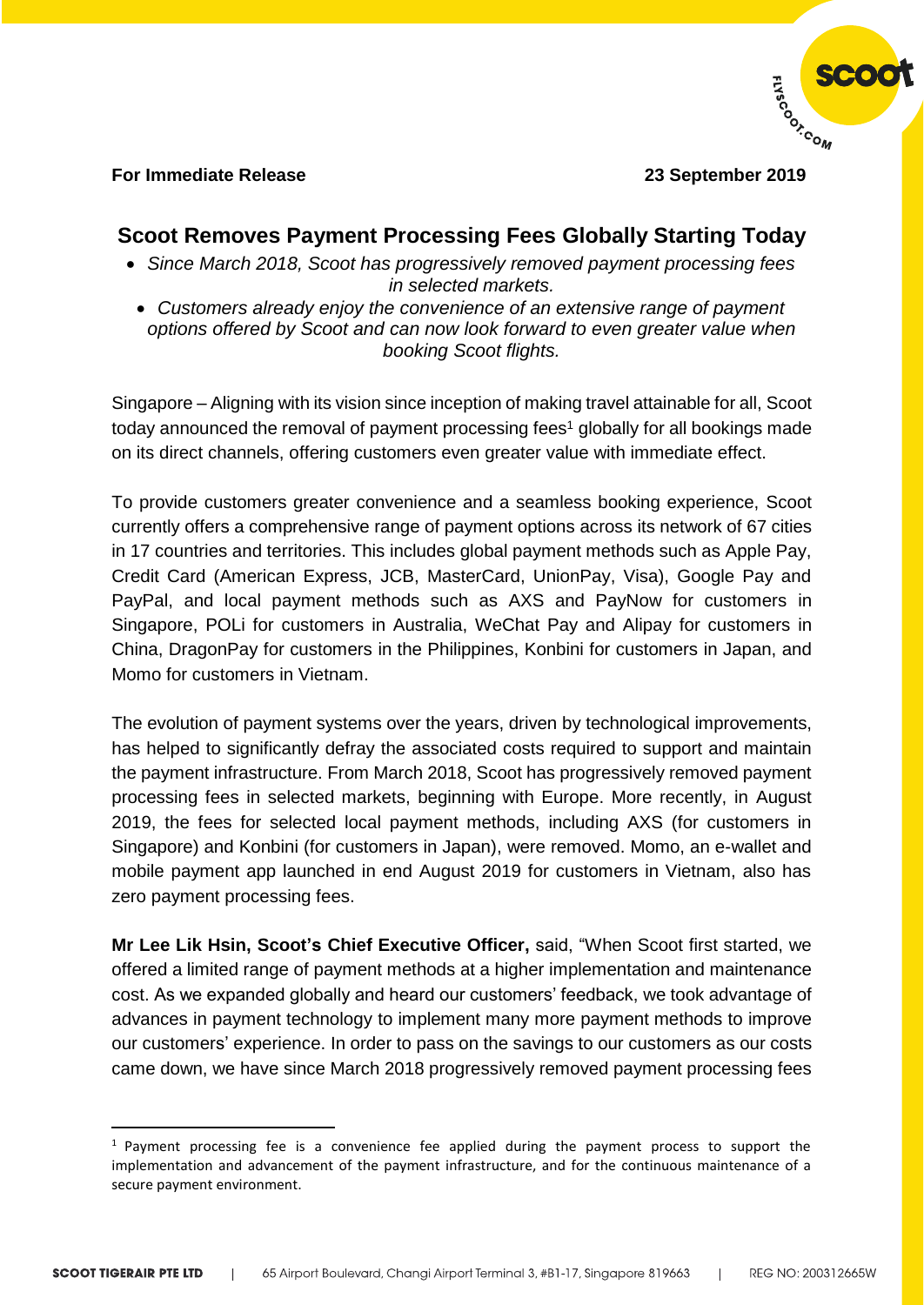**For Immediate Release** **23 September 2019**

## Scoot Removes Payment Processing Fees Globally Starting Today

- *Since March 2018, Scoot has progressively removed payment processing fees in selected markets.*
- *Customers already enjoy the convenience of an extensive range of payment options offered by Scoot and can now look forward to even greater value when booking Scoot flights.*

Singapore – Aligning with its vision since inception of making travel attainable for all, Scoot today announced the removal of payment processing fees[1] globally for all bookings made on its direct channels, offering customers even greater value with immediate effect.

To provide customers greater convenience and a seamless booking experience, Scoot currently offers a comprehensive range of payment options across its network of 67 cities in 17 countries and territories. This includes global payment methods such as Apple Pay, Credit Card (American Express, JCB, MasterCard, UnionPay, Visa), Google Pay and PayPal, and local payment methods such as AXS and PayNow for customers in Singapore, POLi for customers in Australia, WeChat Pay and Alipay for customers in China, DragonPay for customers in the Philippines, Konbini for customers in Japan, and Momo for customers in Vietnam.

The evolution of payment systems over the years, driven by technological improvements, has helped to significantly defray the associated costs required to support and maintain the payment infrastructure. From March 2018, Scoot has progressively removed payment processing fees in selected markets, beginning with Europe. More recently, in August 2019, the fees for selected local payment methods, including AXS (for customers in Singapore) and Konbini (for customers in Japan), were removed. Momo, an e-wallet and mobile payment app launched in end August 2019 for customers in Vietnam, also has zero payment processing fees.

**Mr Lee Lik Hsin, Scoot's Chief Executive Officer,** said, "When Scoot first started, we offered a limited range of payment methods at a higher implementation and maintenance cost. As we expanded globally and heard our customers' feedback, we took advantage of advances in payment technology to implement many more payment methods to improve our customers' experience. In order to pass on the savings to our customers as our costs came down, we have since March 2018 progressively removed payment processing fees

---

[1] Payment processing fee is a convenience fee applied during the payment process to support the implementation and advancement of the payment infrastructure, and for the continuous maintenance of a secure payment environment.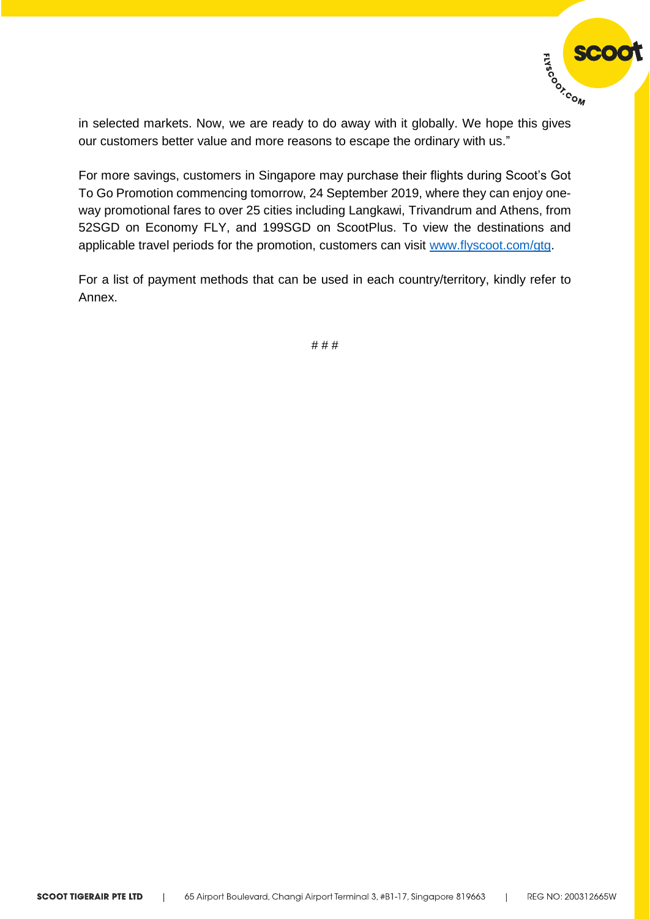in selected markets. Now, we are ready to do away with it globally. We hope this gives our customers better value and more reasons to escape the ordinary with us."

For more savings, customers in Singapore may purchase their flights during Scoot's Got To Go Promotion commencing tomorrow, 24 September 2019, where they can enjoy one-way promotional fares to over 25 cities including Langkawi, Trivandrum and Athens, from 52SGD on Economy FLY, and 199SGD on ScootPlus. To view the destinations and applicable travel periods for the promotion, customers can visit [www.flyscoot.com/gtg](www.flyscoot.com/gtg).

For a list of payment methods that can be used in each country/territory, kindly refer to Annex.

# # #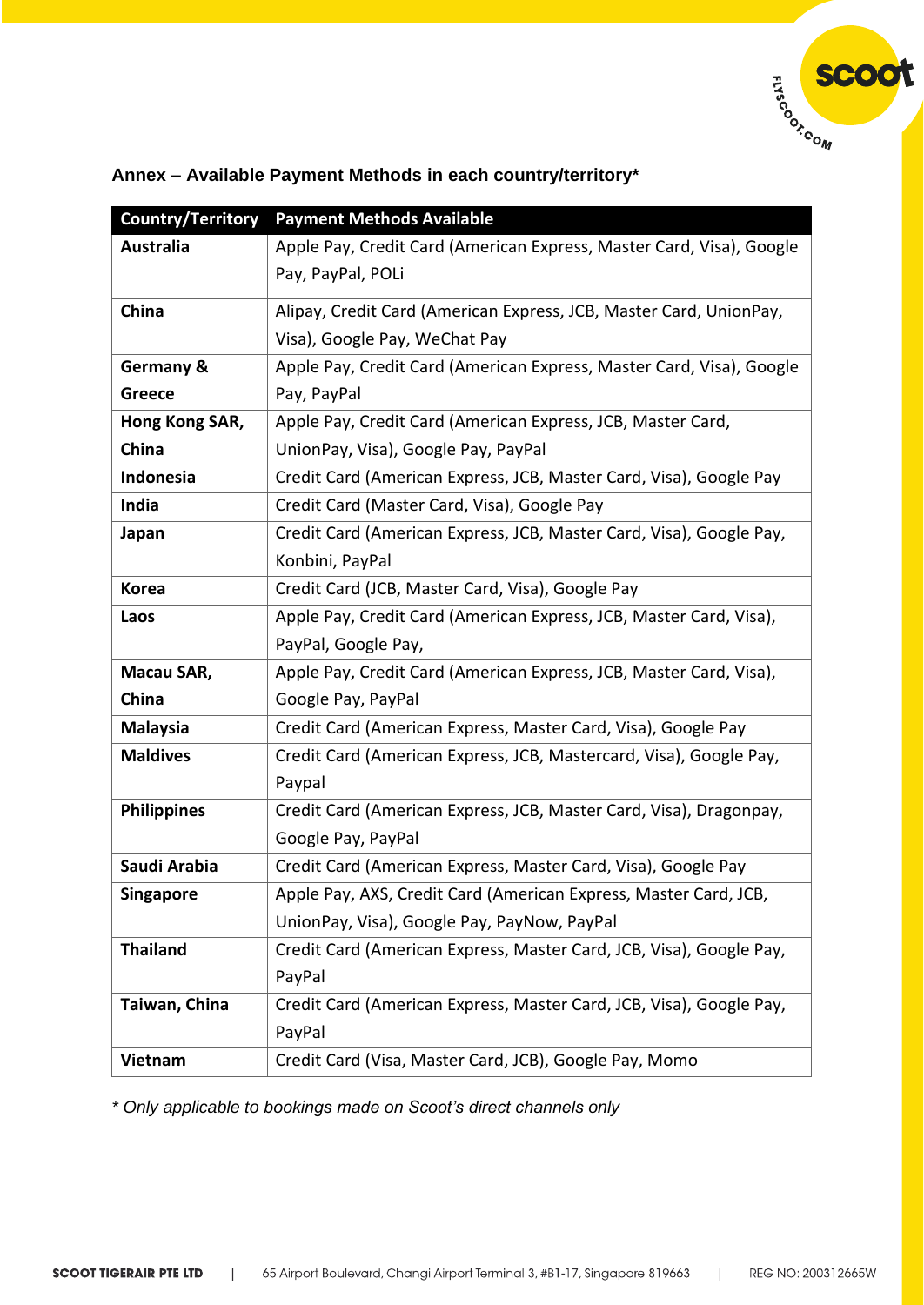**Annex – Available Payment Methods in each country/territory***

| Country/Territory | Payment Methods Available |
|---|---|
| **Australia** | Apple Pay, Credit Card (American Express, Master Card, Visa), Google Pay, PayPal, POLi |
| **China** | Alipay, Credit Card (American Express, JCB, Master Card, UnionPay, Visa), Google Pay, WeChat Pay |
| **Germany & Greece** | Apple Pay, Credit Card (American Express, Master Card, Visa), Google Pay, PayPal |
| **Hong Kong SAR, China** | Apple Pay, Credit Card (American Express, JCB, Master Card, UnionPay, Visa), Google Pay, PayPal |
| **Indonesia** | Credit Card (American Express, JCB, Master Card, Visa), Google Pay |
| **India** | Credit Card (Master Card, Visa), Google Pay |
| **Japan** | Credit Card (American Express, JCB, Master Card, Visa), Google Pay, Konbini, PayPal |
| **Korea** | Credit Card (JCB, Master Card, Visa), Google Pay |
| **Laos** | Apple Pay, Credit Card (American Express, JCB, Master Card, Visa), PayPal, Google Pay, |
| **Macau SAR, China** | Apple Pay, Credit Card (American Express, JCB, Master Card, Visa), Google Pay, PayPal |
| **Malaysia** | Credit Card (American Express, Master Card, Visa), Google Pay |
| **Maldives** | Credit Card (American Express, JCB, Mastercard, Visa), Google Pay, Paypal |
| **Philippines** | Credit Card (American Express, JCB, Master Card, Visa), Dragonpay, Google Pay, PayPal |
| **Saudi Arabia** | Credit Card (American Express, Master Card, Visa), Google Pay |
| **Singapore** | Apple Pay, AXS, Credit Card (American Express, Master Card, JCB, UnionPay, Visa), Google Pay, PayNow, PayPal |
| **Thailand** | Credit Card (American Express, Master Card, JCB, Visa), Google Pay, PayPal |
| **Taiwan, China** | Credit Card (American Express, Master Card, JCB, Visa), Google Pay, PayPal |
| **Vietnam** | Credit Card (Visa, Master Card, JCB), Google Pay, Momo |

*\* Only applicable to bookings made on Scoot's direct channels only*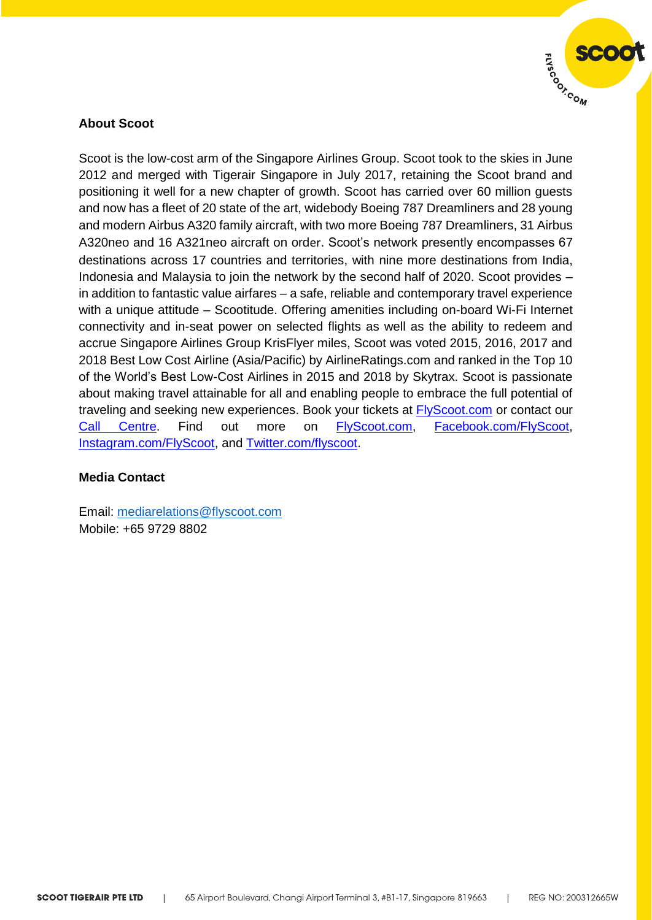**About Scoot**

Scoot is the low-cost arm of the Singapore Airlines Group. Scoot took to the skies in June 2012 and merged with Tigerair Singapore in July 2017, retaining the Scoot brand and positioning it well for a new chapter of growth. Scoot has carried over 60 million guests and now has a fleet of 20 state of the art, widebody Boeing 787 Dreamliners and 28 young and modern Airbus A320 family aircraft, with two more Boeing 787 Dreamliners, 31 Airbus A320neo and 16 A321neo aircraft on order. Scoot's network presently encompasses 67 destinations across 17 countries and territories, with nine more destinations from India, Indonesia and Malaysia to join the network by the second half of 2020. Scoot provides – in addition to fantastic value airfares – a safe, reliable and contemporary travel experience with a unique attitude – Scootitude. Offering amenities including on-board Wi-Fi Internet connectivity and in-seat power on selected flights as well as the ability to redeem and accrue Singapore Airlines Group KrisFlyer miles, Scoot was voted 2015, 2016, 2017 and 2018 Best Low Cost Airline (Asia/Pacific) by AirlineRatings.com and ranked in the Top 10 of the World's Best Low-Cost Airlines in 2015 and 2018 by Skytrax. Scoot is passionate about making travel attainable for all and enabling people to embrace the full potential of traveling and seeking new experiences. Book your tickets at FlyScoot.com or contact our Call Centre. Find out more on FlyScoot.com, Facebook.com/FlyScoot, Instagram.com/FlyScoot, and Twitter.com/flyscoot.

**Media Contact**

Email: mediarelations@flyscoot.com
Mobile: +65 9729 8802